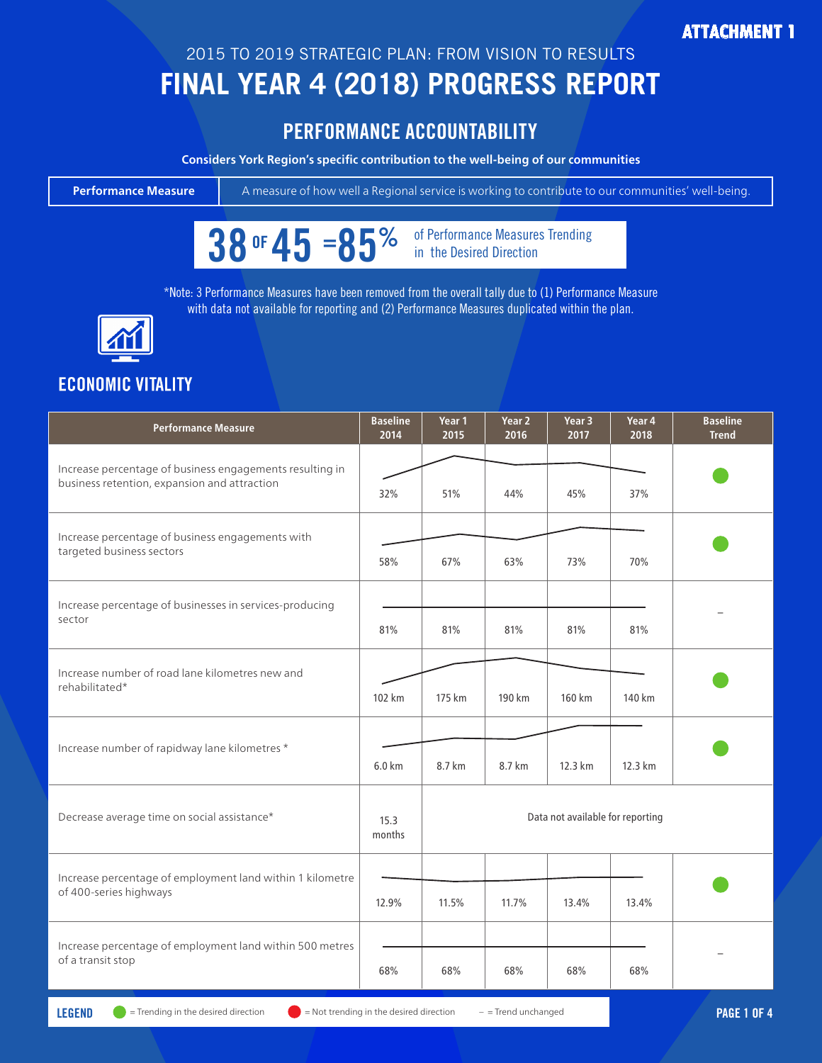ATTACHMENT 1

2015 TO 2019 STRATEGIC PLAN: FROM VISION TO RESULTS

# FINAL YEAR 4 (2018) PROGRESS REPORT

## PERFORMANCE ACCOUNTABILITY

**Considers York Region's specific contribution to the well-being of our communities**

| **Performance Measure** | A measure of how well a Regional service is working to contribute to our communities' well-being. |
|---|---|

**38 OF 45 = 85%** of Performance Measures Trending in the Desired Direction

*Note: 3 Performance Measures have been removed from the overall tally due to (1) Performance Measure with data not available for reporting and (2) Performance Measures duplicated within the plan.

## ECONOMIC VITALITY

| Performance Measure | Baseline 2014 | Year 1 2015 | Year 2 2016 | Year 3 2017 | Year 4 2018 | Baseline Trend |
|---|---|---|---|---|---|---|
| Increase percentage of business engagements resulting in business retention, expansion and attraction | 32% | 51% | 44% | 45% | 37% | ● (green) |
| Increase percentage of business engagements with targeted business sectors | 58% | 67% | 63% | 73% | 70% | ● (green) |
| Increase percentage of businesses in services-producing sector | 81% | 81% | 81% | 81% | 81% | – |
| Increase number of road lane kilometres new and rehabilitated* | 102 km | 175 km | 190 km | 160 km | 140 km | ● (green) |
| Increase number of rapidway lane kilometres * | 6.0 km | 8.7 km | 8.7 km | 12.3 km | 12.3 km | ● (green) |
| Decrease average time on social assistance* | 15.3 months | Data not available for reporting | | | | |
| Increase percentage of employment land within 1 kilometre of 400-series highways | 12.9% | 11.5% | 11.7% | 13.4% | 13.4% | ● (green) |
| Increase percentage of employment land within 500 metres of a transit stop | 68% | 68% | 68% | 68% | 68% | – |

**LEGEND** ● (green) = Trending in the desired direction ● (red) = Not trending in the desired direction – = Trend unchanged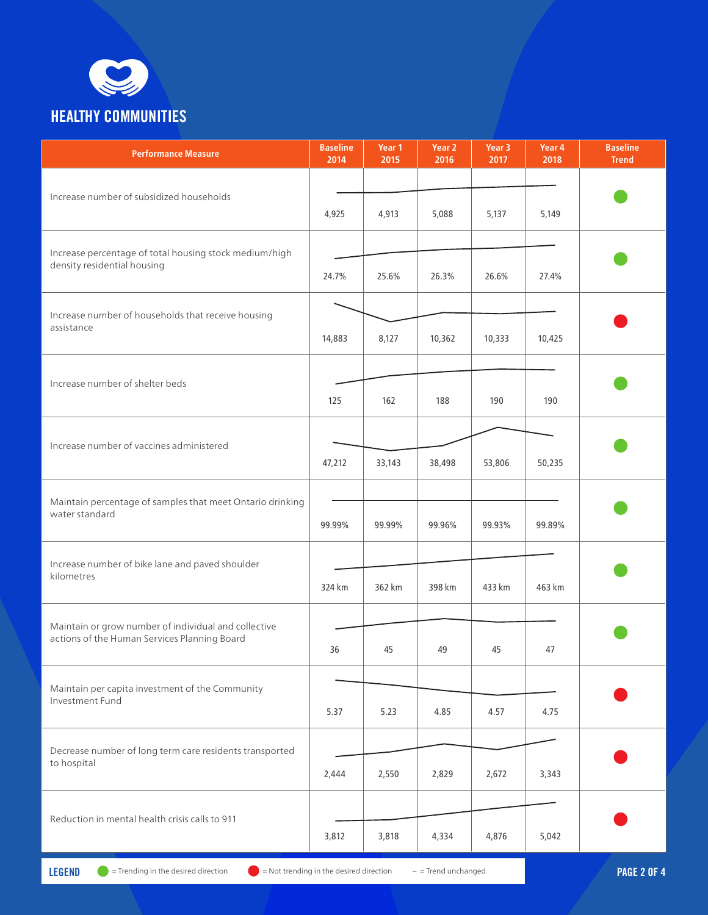# HEALTHY COMMUNITIES

| Performance Measure | Baseline 2014 | Year 1 2015 | Year 2 2016 | Year 3 2017 | Year 4 2018 | Baseline Trend |
|---|---|---|---|---|---|---|
| Increase number of subsidized households | 4,925 | 4,913 | 5,088 | 5,137 | 5,149 | Trending in the desired direction |
| Increase percentage of total housing stock medium/high density residential housing | 24.7% | 25.6% | 26.3% | 26.6% | 27.4% | Trending in the desired direction |
| Increase number of households that receive housing assistance | 14,883 | 8,127 | 10,362 | 10,333 | 10,425 | Not trending in the desired direction |
| Increase number of shelter beds | 125 | 162 | 188 | 190 | 190 | Trending in the desired direction |
| Increase number of vaccines administered | 47,212 | 33,143 | 38,498 | 53,806 | 50,235 | Trending in the desired direction |
| Maintain percentage of samples that meet Ontario drinking water standard | 99.99% | 99.99% | 99.96% | 99.93% | 99.89% | Trending in the desired direction |
| Increase number of bike lane and paved shoulder kilometres | 324 km | 362 km | 398 km | 433 km | 463 km | Trending in the desired direction |
| Maintain or grow number of individual and collective actions of the Human Services Planning Board | 36 | 45 | 49 | 45 | 47 | Trending in the desired direction |
| Maintain per capita investment of the Community Investment Fund | 5.37 | 5.23 | 4.85 | 4.57 | 4.75 | Not trending in the desired direction |
| Decrease number of long term care residents transported to hospital | 2,444 | 2,550 | 2,829 | 2,672 | 3,343 | Not trending in the desired direction |
| Reduction in mental health crisis calls to 911 | 3,812 | 3,818 | 4,334 | 4,876 | 5,042 | Not trending in the desired direction |

**LEGEND** ● = Trending in the desired direction ● = Not trending in the desired direction – = Trend unchanged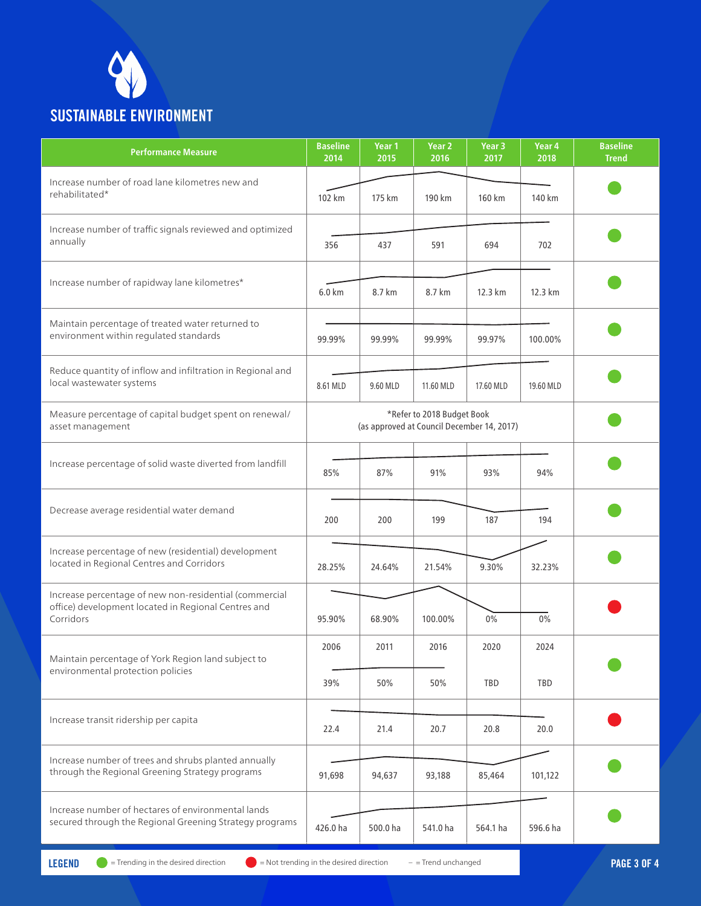# SUSTAINABLE ENVIRONMENT

| Performance Measure | Baseline 2014 | Year 1 2015 | Year 2 2016 | Year 3 2017 | Year 4 2018 | Baseline Trend |
|---|---|---|---|---|---|---|
| Increase number of road lane kilometres new and rehabilitated* | 102 km | 175 km | 190 km | 160 km | 140 km | Trending in the desired direction |
| Increase number of traffic signals reviewed and optimized annually | 356 | 437 | 591 | 694 | 702 | Trending in the desired direction |
| Increase number of rapidway lane kilometres* | 6.0 km | 8.7 km | 8.7 km | 12.3 km | 12.3 km | Trending in the desired direction |
| Maintain percentage of treated water returned to environment within regulated standards | 99.99% | 99.99% | 99.99% | 99.97% | 100.00% | Trending in the desired direction |
| Reduce quantity of inflow and infiltration in Regional and local wastewater systems | 8.61 MLD | 9.60 MLD | 11.60 MLD | 17.60 MLD | 19.60 MLD | Trending in the desired direction |
| Measure percentage of capital budget spent on renewal/ asset management | *Refer to 2018 Budget Book (as approved at Council December 14, 2017) | | | | | Trending in the desired direction |
| Increase percentage of solid waste diverted from landfill | 85% | 87% | 91% | 93% | 94% | Trending in the desired direction |
| Decrease average residential water demand | 200 | 200 | 199 | 187 | 194 | Trending in the desired direction |
| Increase percentage of new (residential) development located in Regional Centres and Corridors | 28.25% | 24.64% | 21.54% | 9.30% | 32.23% | Trending in the desired direction |
| Increase percentage of new non-residential (commercial office) development located in Regional Centres and Corridors | 95.90% | 68.90% | 100.00% | 0% | 0% | Not trending in the desired direction |
| Maintain percentage of York Region land subject to environmental protection policies | 2006: 39% | 2011: 50% | 2016: 50% | 2020: TBD | 2024: TBD | Trending in the desired direction |
| Increase transit ridership per capita | 22.4 | 21.4 | 20.7 | 20.8 | 20.0 | Not trending in the desired direction |
| Increase number of trees and shrubs planted annually through the Regional Greening Strategy programs | 91,698 | 94,637 | 93,188 | 85,464 | 101,122 | Trending in the desired direction |
| Increase number of hectares of environmental lands secured through the Regional Greening Strategy programs | 426.0 ha | 500.0 ha | 541.0 ha | 564.1 ha | 596.6 ha | Trending in the desired direction |

**LEGEND** ● = Trending in the desired direction ● = Not trending in the desired direction – = Trend unchanged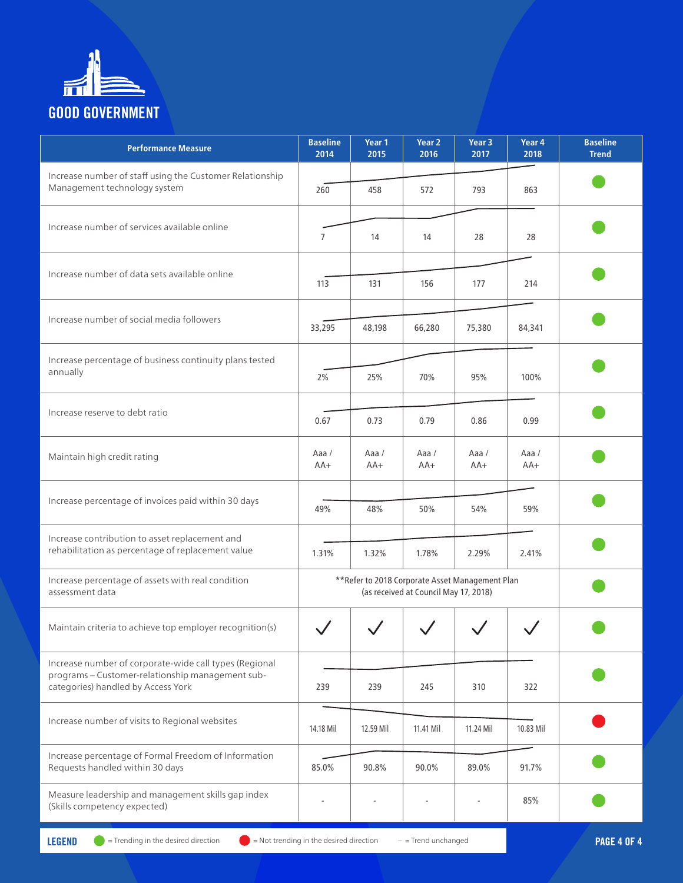# GOOD GOVERNMENT

| Performance Measure | Baseline 2014 | Year 1 2015 | Year 2 2016 | Year 3 2017 | Year 4 2018 | Baseline Trend |
|---|---|---|---|---|---|---|
| Increase number of staff using the Customer Relationship Management technology system | 260 | 458 | 572 | 793 | 863 | Green |
| Increase number of services available online | 7 | 14 | 14 | 28 | 28 | Green |
| Increase number of data sets available online | 113 | 131 | 156 | 177 | 214 | Green |
| Increase number of social media followers | 33,295 | 48,198 | 66,280 | 75,380 | 84,341 | Green |
| Increase percentage of business continuity plans tested annually | 2% | 25% | 70% | 95% | 100% | Green |
| Increase reserve to debt ratio | 0.67 | 0.73 | 0.79 | 0.86 | 0.99 | Green |
| Maintain high credit rating | Aaa / AA+ | Aaa / AA+ | Aaa / AA+ | Aaa / AA+ | Aaa / AA+ | Green |
| Increase percentage of invoices paid within 30 days | 49% | 48% | 50% | 54% | 59% | Green |
| Increase contribution to asset replacement and rehabilitation as percentage of replacement value | 1.31% | 1.32% | 1.78% | 2.29% | 2.41% | Green |
| Increase percentage of assets with real condition assessment data | **Refer to 2018 Corporate Asset Management Plan (as received at Council May 17, 2018) | | | | | Green |
| Maintain criteria to achieve top employer recognition(s) | ✓ | ✓ | ✓ | ✓ | ✓ | Green |
| Increase number of corporate-wide call types (Regional programs – Customer-relationship management sub-categories) handled by Access York | 239 | 239 | 245 | 310 | 322 | Green |
| Increase number of visits to Regional websites | 14.18 Mil | 12.59 Mil | 11.41 Mil | 11.24 Mil | 10.83 Mil | Red |
| Increase percentage of Formal Freedom of Information Requests handled within 30 days | 85.0% | 90.8% | 90.0% | 89.0% | 91.7% | Green |
| Measure leadership and management skills gap index (Skills competency expected) | - | - | - | - | 85% | Green |

**LEGEND** Green = Trending in the desired direction; Red = Not trending in the desired direction; – = Trend unchanged